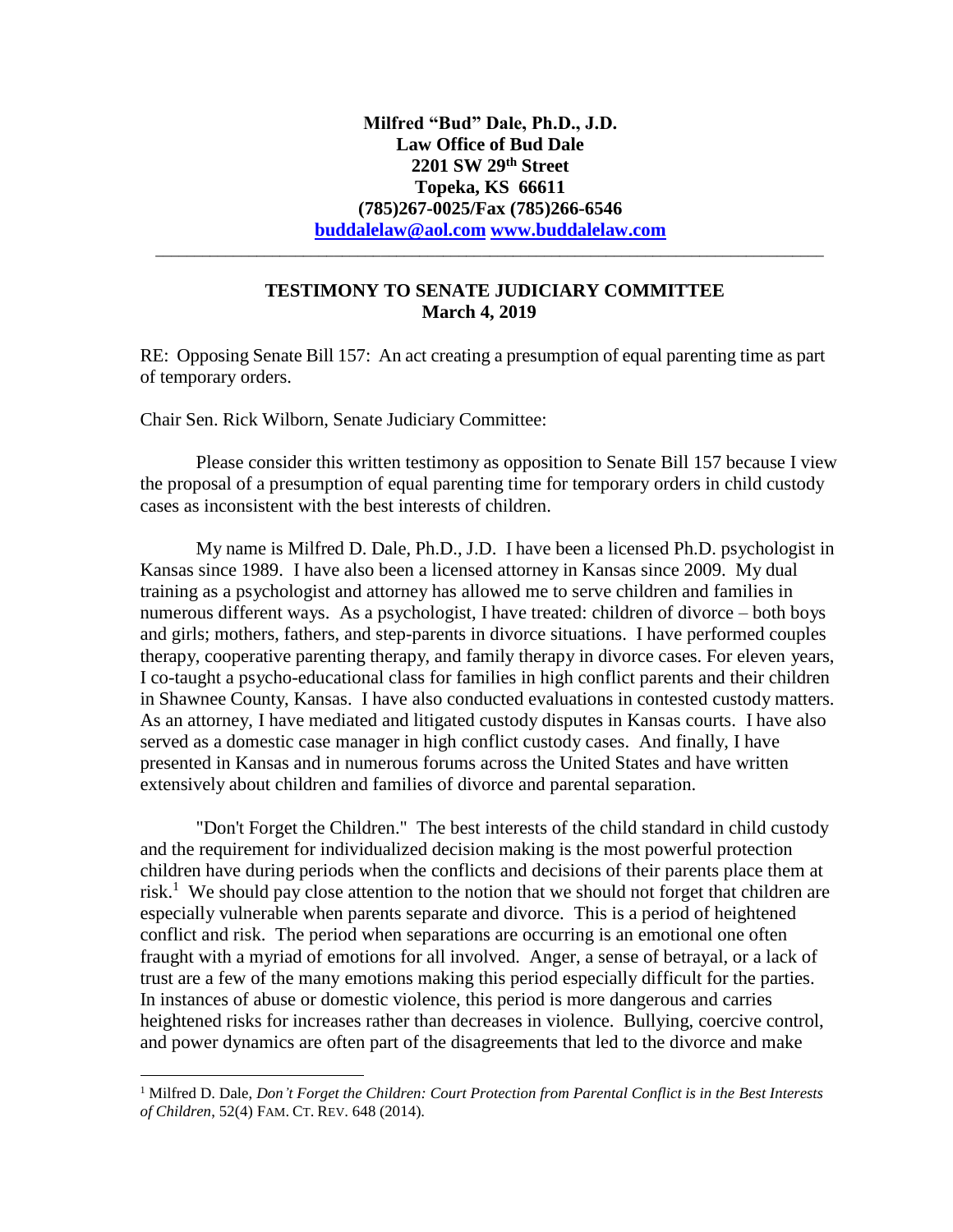**Milfred "Bud" Dale, Ph.D., J.D.**
**Law Office of Bud Dale**
**2201 SW 29th Street**
**Topeka, KS 66611**
**(785)267-0025/Fax (785)266-6546**
**[buddalelaw@aol.com](mailto:buddalelaw@aol.com) [www.buddalelaw.com](http://www.buddalelaw.com)**

---

## TESTIMONY TO SENATE JUDICIARY COMMITTEE
**March 4, 2019**

RE: Opposing Senate Bill 157: An act creating a presumption of equal parenting time as part of temporary orders.

Chair Sen. Rick Wilborn, Senate Judiciary Committee:

Please consider this written testimony as opposition to Senate Bill 157 because I view the proposal of a presumption of equal parenting time for temporary orders in child custody cases as inconsistent with the best interests of children.

My name is Milfred D. Dale, Ph.D., J.D. I have been a licensed Ph.D. psychologist in Kansas since 1989. I have also been a licensed attorney in Kansas since 2009. My dual training as a psychologist and attorney has allowed me to serve children and families in numerous different ways. As a psychologist, I have treated: children of divorce – both boys and girls; mothers, fathers, and step-parents in divorce situations. I have performed couples therapy, cooperative parenting therapy, and family therapy in divorce cases. For eleven years, I co-taught a psycho-educational class for families in high conflict parents and their children in Shawnee County, Kansas. I have also conducted evaluations in contested custody matters. As an attorney, I have mediated and litigated custody disputes in Kansas courts. I have also served as a domestic case manager in high conflict custody cases. And finally, I have presented in Kansas and in numerous forums across the United States and have written extensively about children and families of divorce and parental separation.

"Don't Forget the Children." The best interests of the child standard in child custody and the requirement for individualized decision making is the most powerful protection children have during periods when the conflicts and decisions of their parents place them at risk.[1] We should pay close attention to the notion that we should not forget that children are especially vulnerable when parents separate and divorce. This is a period of heightened conflict and risk. The period when separations are occurring is an emotional one often fraught with a myriad of emotions for all involved. Anger, a sense of betrayal, or a lack of trust are a few of the many emotions making this period especially difficult for the parties. In instances of abuse or domestic violence, this period is more dangerous and carries heightened risks for increases rather than decreases in violence. Bullying, coercive control, and power dynamics are often part of the disagreements that led to the divorce and make

---

[1] Milfred D. Dale, *Don't Forget the Children: Court Protection from Parental Conflict is in the Best Interests of Children*, 52(4) FAM. CT. REV. 648 (2014).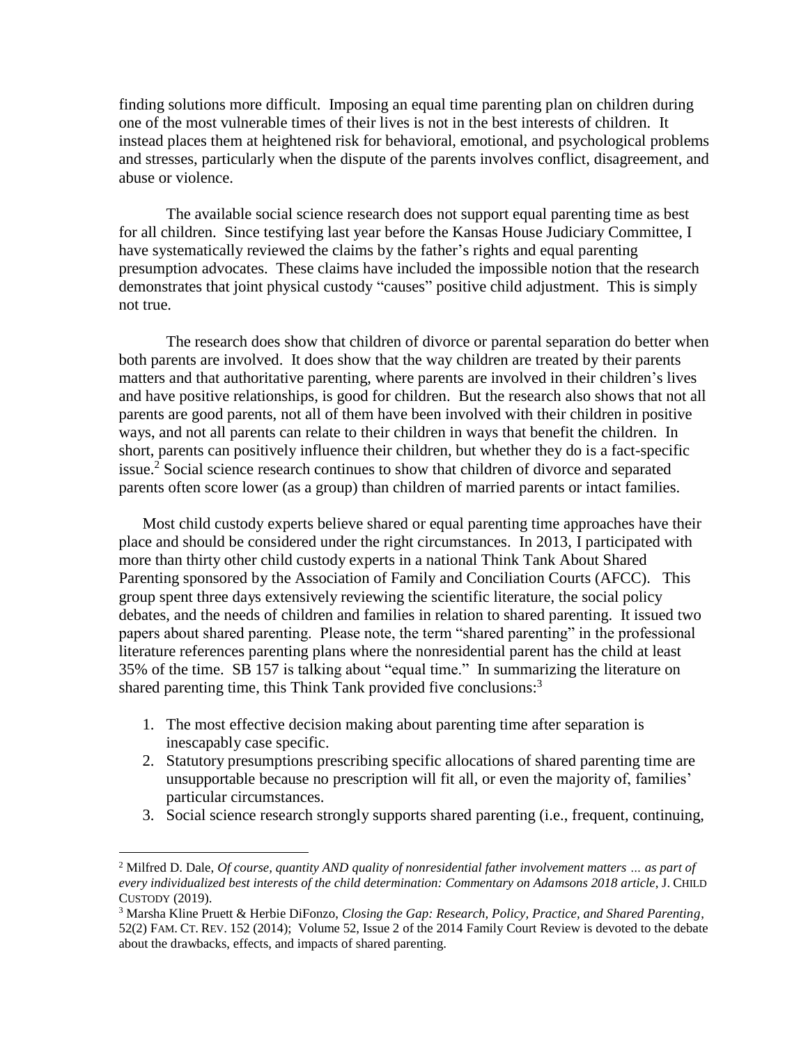finding solutions more difficult. Imposing an equal time parenting plan on children during one of the most vulnerable times of their lives is not in the best interests of children. It instead places them at heightened risk for behavioral, emotional, and psychological problems and stresses, particularly when the dispute of the parents involves conflict, disagreement, and abuse or violence.

The available social science research does not support equal parenting time as best for all children. Since testifying last year before the Kansas House Judiciary Committee, I have systematically reviewed the claims by the father's rights and equal parenting presumption advocates. These claims have included the impossible notion that the research demonstrates that joint physical custody "causes" positive child adjustment. This is simply not true.

The research does show that children of divorce or parental separation do better when both parents are involved. It does show that the way children are treated by their parents matters and that authoritative parenting, where parents are involved in their children's lives and have positive relationships, is good for children. But the research also shows that not all parents are good parents, not all of them have been involved with their children in positive ways, and not all parents can relate to their children in ways that benefit the children. In short, parents can positively influence their children, but whether they do is a fact-specific issue.[2] Social science research continues to show that children of divorce and separated parents often score lower (as a group) than children of married parents or intact families.

Most child custody experts believe shared or equal parenting time approaches have their place and should be considered under the right circumstances. In 2013, I participated with more than thirty other child custody experts in a national Think Tank About Shared Parenting sponsored by the Association of Family and Conciliation Courts (AFCC). This group spent three days extensively reviewing the scientific literature, the social policy debates, and the needs of children and families in relation to shared parenting. It issued two papers about shared parenting. Please note, the term "shared parenting" in the professional literature references parenting plans where the nonresidential parent has the child at least 35% of the time. SB 157 is talking about "equal time." In summarizing the literature on shared parenting time, this Think Tank provided five conclusions:[3]

1. The most effective decision making about parenting time after separation is inescapably case specific.
2. Statutory presumptions prescribing specific allocations of shared parenting time are unsupportable because no prescription will fit all, or even the majority of, families' particular circumstances.
3. Social science research strongly supports shared parenting (i.e., frequent, continuing,

---

[2] Milfred D. Dale, *Of course, quantity AND quality of nonresidential father involvement matters … as part of every individualized best interests of the child determination: Commentary on Adamsons 2018 article*, J. CHILD CUSTODY (2019).

[3] Marsha Kline Pruett & Herbie DiFonzo, *Closing the Gap: Research, Policy, Practice, and Shared Parenting*, 52(2) FAM. CT. REV. 152 (2014); Volume 52, Issue 2 of the 2014 Family Court Review is devoted to the debate about the drawbacks, effects, and impacts of shared parenting.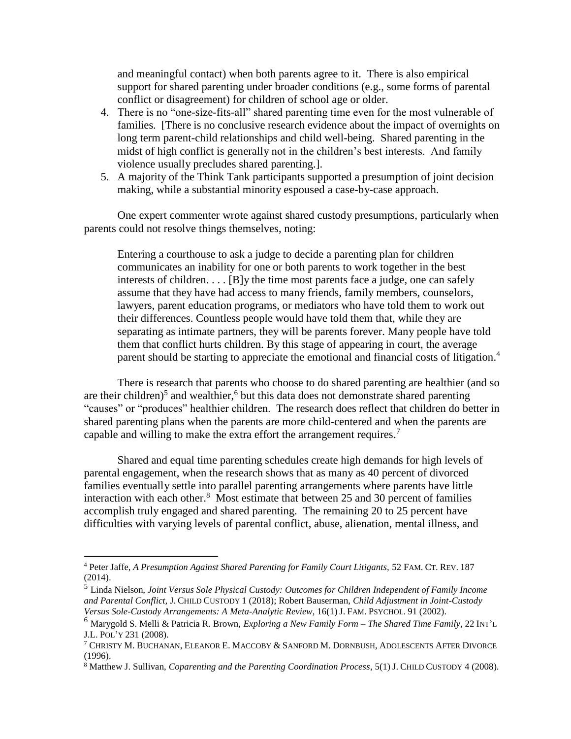and meaningful contact) when both parents agree to it. There is also empirical support for shared parenting under broader conditions (e.g., some forms of parental conflict or disagreement) for children of school age or older.

4. There is no "one-size-fits-all" shared parenting time even for the most vulnerable of families. [There is no conclusive research evidence about the impact of overnights on long term parent-child relationships and child well-being. Shared parenting in the midst of high conflict is generally not in the children's best interests. And family violence usually precludes shared parenting.].
5. A majority of the Think Tank participants supported a presumption of joint decision making, while a substantial minority espoused a case-by-case approach.

One expert commenter wrote against shared custody presumptions, particularly when parents could not resolve things themselves, noting:

> Entering a courthouse to ask a judge to decide a parenting plan for children communicates an inability for one or both parents to work together in the best interests of children. . . . [B]y the time most parents face a judge, one can safely assume that they have had access to many friends, family members, counselors, lawyers, parent education programs, or mediators who have told them to work out their differences. Countless people would have told them that, while they are separating as intimate partners, they will be parents forever. Many people have told them that conflict hurts children. By this stage of appearing in court, the average parent should be starting to appreciate the emotional and financial costs of litigation.[4]

There is research that parents who choose to do shared parenting are healthier (and so are their children)[5] and wealthier,[6] but this data does not demonstrate shared parenting "causes" or "produces" healthier children. The research does reflect that children do better in shared parenting plans when the parents are more child-centered and when the parents are capable and willing to make the extra effort the arrangement requires.[7]

Shared and equal time parenting schedules create high demands for high levels of parental engagement, when the research shows that as many as 40 percent of divorced families eventually settle into parallel parenting arrangements where parents have little interaction with each other.[8] Most estimate that between 25 and 30 percent of families accomplish truly engaged and shared parenting. The remaining 20 to 25 percent have difficulties with varying levels of parental conflict, abuse, alienation, mental illness, and

---

[4] Peter Jaffe, *A Presumption Against Shared Parenting for Family Court Litigants,* 52 FAM. CT. REV. 187 (2014).

[5] Linda Nielson, *Joint Versus Sole Physical Custody: Outcomes for Children Independent of Family Income and Parental Conflict,* J. CHILD CUSTODY 1 (2018); Robert Bauserman, *Child Adjustment in Joint-Custody Versus Sole-Custody Arrangements: A Meta-Analytic Review*, 16(1) J. FAM. PSYCHOL. 91 (2002).

[6] Marygold S. Melli & Patricia R. Brown, *Exploring a New Family Form – The Shared Time Family,* 22 INT'L J.L. POL'Y 231 (2008).

[7] CHRISTY M. BUCHANAN, ELEANOR E. MACCOBY & SANFORD M. DORNBUSH, ADOLESCENTS AFTER DIVORCE (1996).

[8] Matthew J. Sullivan, *Coparenting and the Parenting Coordination Process*, 5(1) J. CHILD CUSTODY 4 (2008).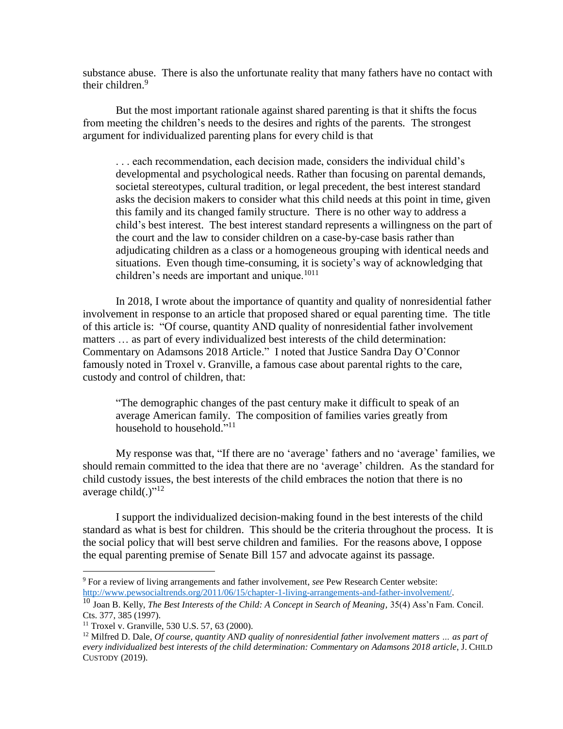substance abuse. There is also the unfortunate reality that many fathers have no contact with their children.[9]

But the most important rationale against shared parenting is that it shifts the focus from meeting the children's needs to the desires and rights of the parents. The strongest argument for individualized parenting plans for every child is that

> . . . each recommendation, each decision made, considers the individual child's developmental and psychological needs. Rather than focusing on parental demands, societal stereotypes, cultural tradition, or legal precedent, the best interest standard asks the decision makers to consider what this child needs at this point in time, given this family and its changed family structure. There is no other way to address a child's best interest. The best interest standard represents a willingness on the part of the court and the law to consider children on a case-by-case basis rather than adjudicating children as a class or a homogeneous grouping with identical needs and situations. Even though time-consuming, it is society's way of acknowledging that children's needs are important and unique.[1011]

In 2018, I wrote about the importance of quantity and quality of nonresidential father involvement in response to an article that proposed shared or equal parenting time. The title of this article is: "Of course, quantity AND quality of nonresidential father involvement matters … as part of every individualized best interests of the child determination: Commentary on Adamsons 2018 Article." I noted that Justice Sandra Day O'Connor famously noted in Troxel v. Granville, a famous case about parental rights to the care, custody and control of children, that:

> "The demographic changes of the past century make it difficult to speak of an average American family. The composition of families varies greatly from household to household."[11]

My response was that, "If there are no 'average' fathers and no 'average' families, we should remain committed to the idea that there are no 'average' children. As the standard for child custody issues, the best interests of the child embraces the notion that there is no average child(.)"[12]

I support the individualized decision-making found in the best interests of the child standard as what is best for children. This should be the criteria throughout the process. It is the social policy that will best serve children and families. For the reasons above, I oppose the equal parenting premise of Senate Bill 157 and advocate against its passage.

---

[9] For a review of living arrangements and father involvement, *see* Pew Research Center website: http://www.pewsocialtrends.org/2011/06/15/chapter-1-living-arrangements-and-father-involvement/.

[10] Joan B. Kelly, *The Best Interests of the Child: A Concept in Search of Meaning*, 35(4) Ass'n Fam. Concil. Cts. 377, 385 (1997).

[11] Troxel v. Granville, 530 U.S. 57, 63 (2000).

[12] Milfred D. Dale, *Of course, quantity AND quality of nonresidential father involvement matters … as part of every individualized best interests of the child determination: Commentary on Adamsons 2018 article*, J. CHILD CUSTODY (2019).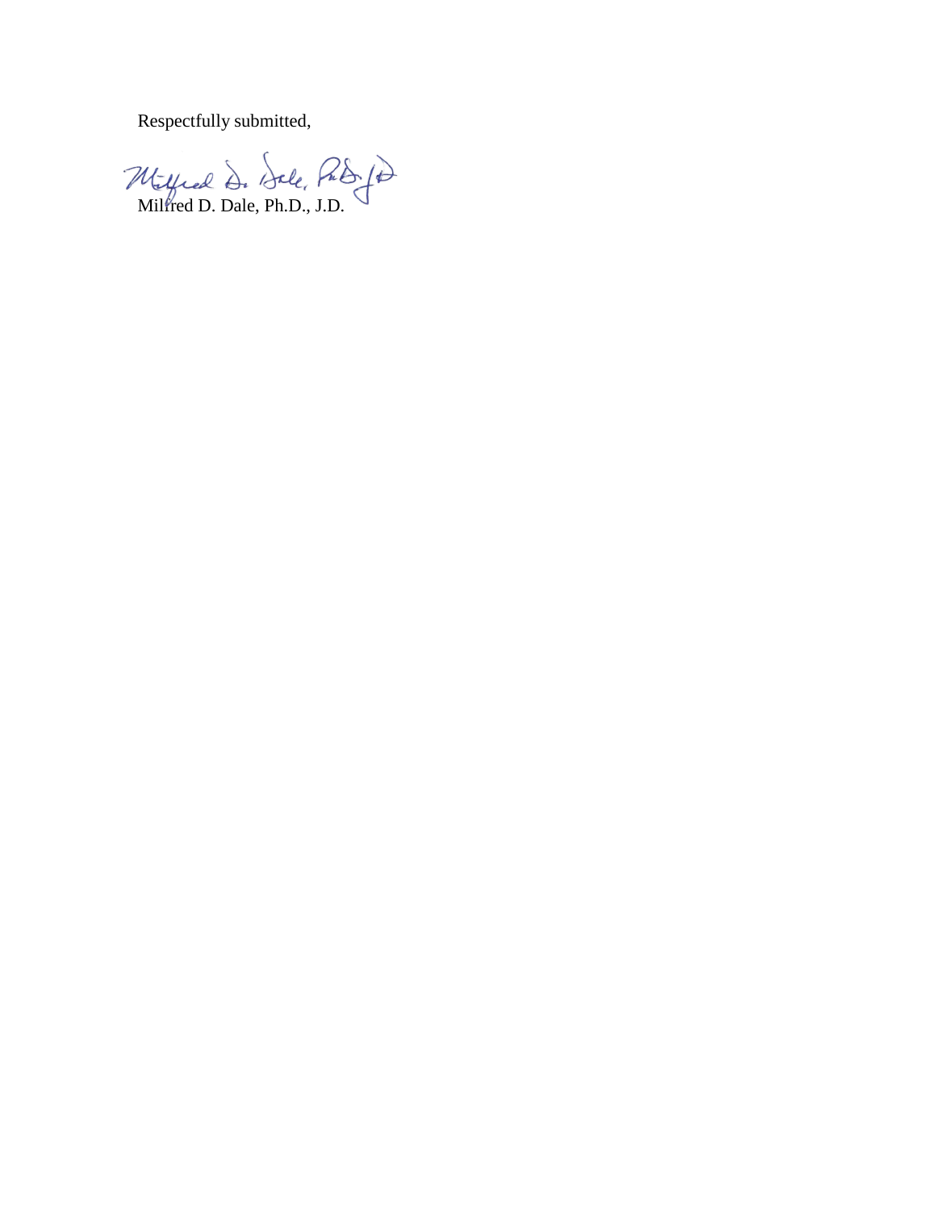Respectfully submitted,

Milfred D. Dale, Ph.D., J.D.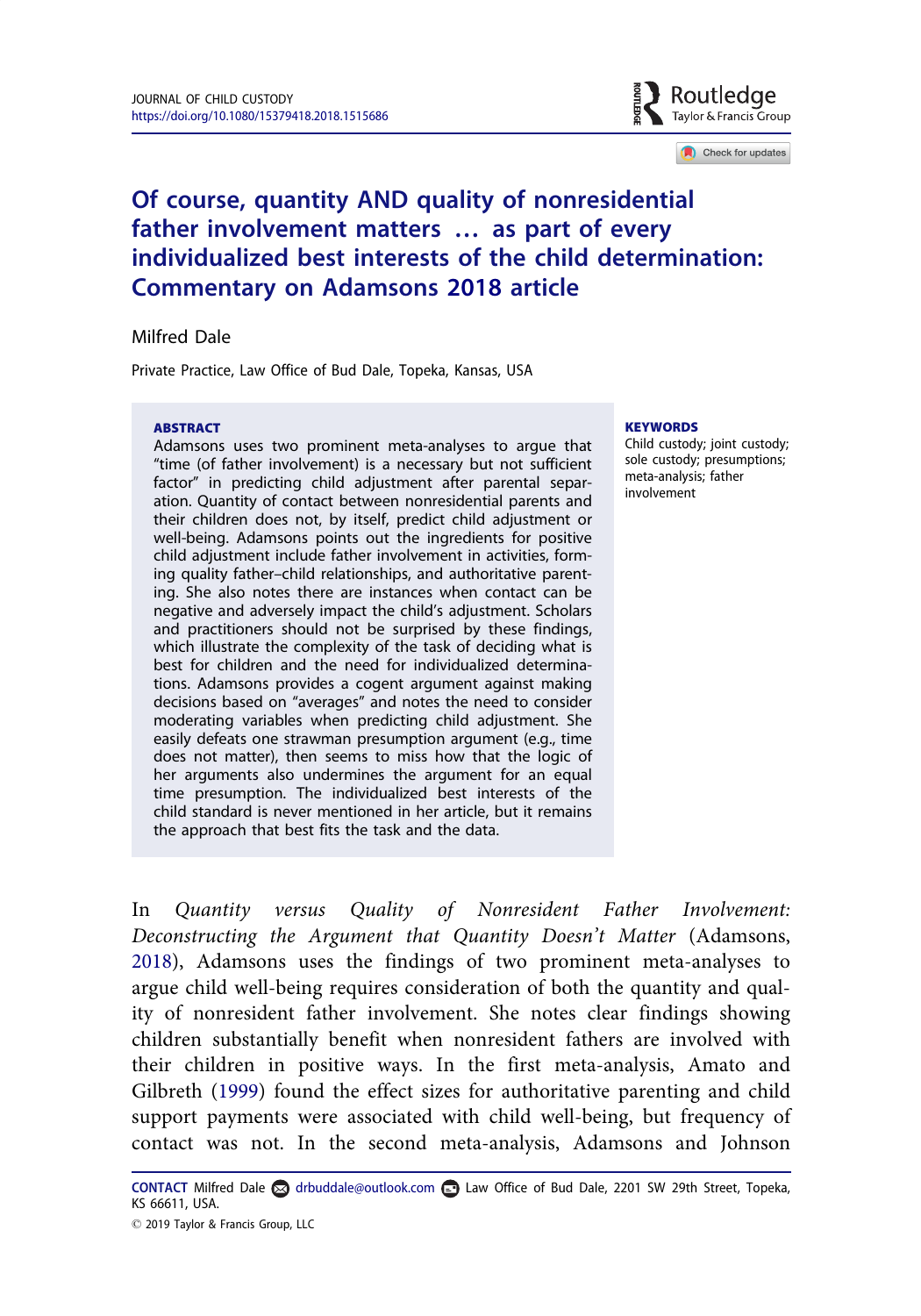# Of course, quantity AND quality of nonresidential father involvement matters … as part of every individualized best interests of the child determination: Commentary on Adamsons 2018 article

Milfred Dale

Private Practice, Law Office of Bud Dale, Topeka, Kansas, USA

**ABSTRACT**

Adamsons uses two prominent meta-analyses to argue that "time (of father involvement) is a necessary but not sufficient factor" in predicting child adjustment after parental separation. Quantity of contact between nonresidential parents and their children does not, by itself, predict child adjustment or well-being. Adamsons points out the ingredients for positive child adjustment include father involvement in activities, forming quality father–child relationships, and authoritative parenting. She also notes there are instances when contact can be negative and adversely impact the child's adjustment. Scholars and practitioners should not be surprised by these findings, which illustrate the complexity of the task of deciding what is best for children and the need for individualized determinations. Adamsons provides a cogent argument against making decisions based on "averages" and notes the need to consider moderating variables when predicting child adjustment. She easily defeats one strawman presumption argument (e.g., time does not matter), then seems to miss how that the logic of her arguments also undermines the argument for an equal time presumption. The individualized best interests of the child standard is never mentioned in her article, but it remains the approach that best fits the task and the data.

**KEYWORDS**

Child custody; joint custody; sole custody; presumptions; meta-analysis; father involvement

In *Quantity versus Quality of Nonresident Father Involvement: Deconstructing the Argument that Quantity Doesn't Matter* (Adamsons, 2018), Adamsons uses the findings of two prominent meta-analyses to argue child well-being requires consideration of both the quantity and quality of nonresident father involvement. She notes clear findings showing children substantially benefit when nonresident fathers are involved with their children in positive ways. In the first meta-analysis, Amato and Gilbreth (1999) found the effect sizes for authoritative parenting and child support payments were associated with child well-being, but frequency of contact was not. In the second meta-analysis, Adamsons and Johnson

**CONTACT** Milfred Dale drbuddale@outlook.com Law Office of Bud Dale, 2201 SW 29th Street, Topeka, KS 66611, USA.

© 2019 Taylor & Francis Group, LLC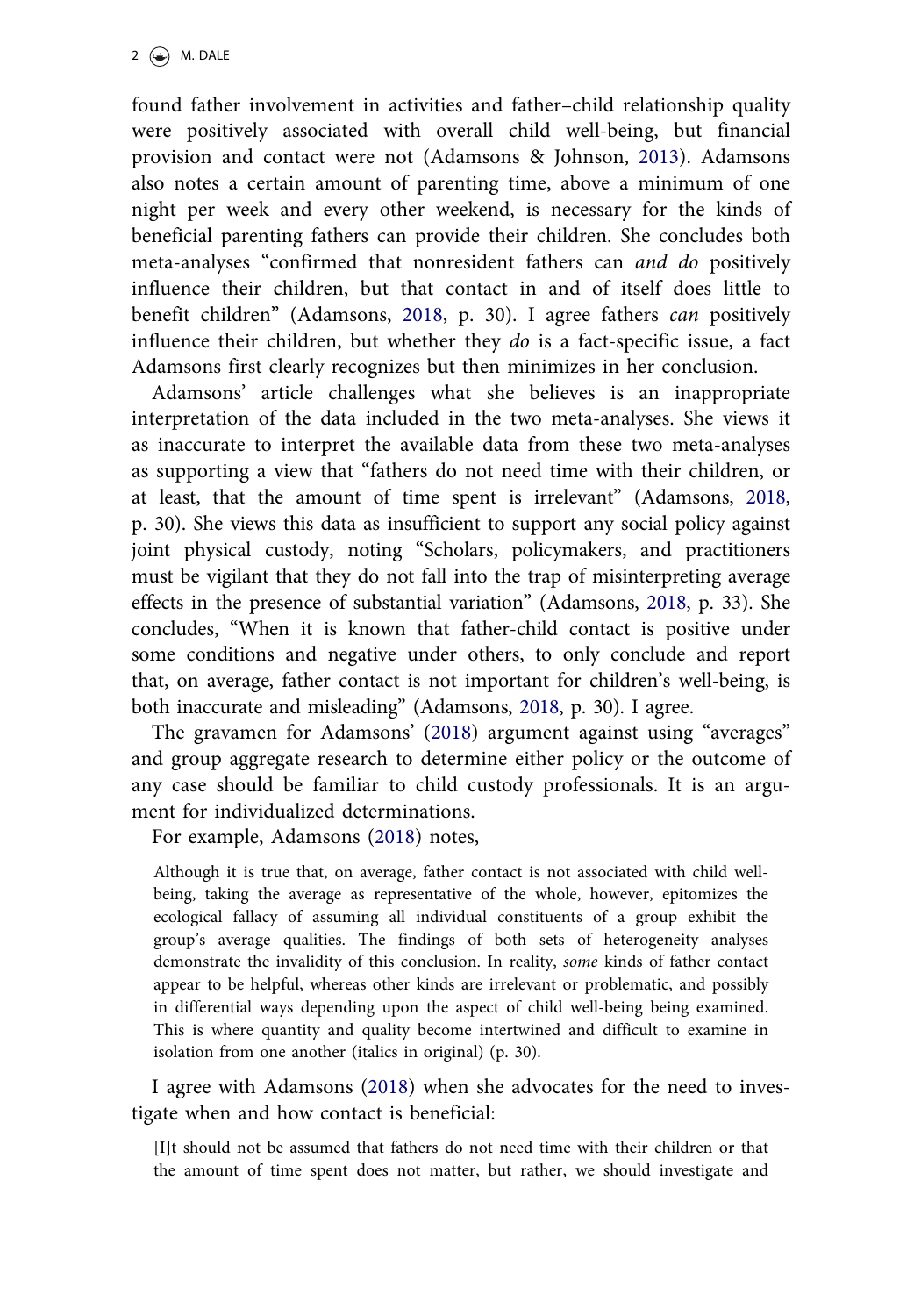found father involvement in activities and father–child relationship quality were positively associated with overall child well-being, but financial provision and contact were not (Adamsons & Johnson, 2013). Adamsons also notes a certain amount of parenting time, above a minimum of one night per week and every other weekend, is necessary for the kinds of beneficial parenting fathers can provide their children. She concludes both meta-analyses "confirmed that nonresident fathers can *and do* positively influence their children, but that contact in and of itself does little to benefit children" (Adamsons, 2018, p. 30). I agree fathers *can* positively influence their children, but whether they *do* is a fact-specific issue, a fact Adamsons first clearly recognizes but then minimizes in her conclusion.

Adamsons' article challenges what she believes is an inappropriate interpretation of the data included in the two meta-analyses. She views it as inaccurate to interpret the available data from these two meta-analyses as supporting a view that "fathers do not need time with their children, or at least, that the amount of time spent is irrelevant" (Adamsons, 2018, p. 30). She views this data as insufficient to support any social policy against joint physical custody, noting "Scholars, policymakers, and practitioners must be vigilant that they do not fall into the trap of misinterpreting average effects in the presence of substantial variation" (Adamsons, 2018, p. 33). She concludes, "When it is known that father-child contact is positive under some conditions and negative under others, to only conclude and report that, on average, father contact is not important for children's well-being, is both inaccurate and misleading" (Adamsons, 2018, p. 30). I agree.

The gravamen for Adamsons' (2018) argument against using "averages" and group aggregate research to determine either policy or the outcome of any case should be familiar to child custody professionals. It is an argument for individualized determinations.

For example, Adamsons (2018) notes,

> Although it is true that, on average, father contact is not associated with child well-being, taking the average as representative of the whole, however, epitomizes the ecological fallacy of assuming all individual constituents of a group exhibit the group's average qualities. The findings of both sets of heterogeneity analyses demonstrate the invalidity of this conclusion. In reality, *some* kinds of father contact appear to be helpful, whereas other kinds are irrelevant or problematic, and possibly in differential ways depending upon the aspect of child well-being being examined. This is where quantity and quality become intertwined and difficult to examine in isolation from one another (italics in original) (p. 30).

I agree with Adamsons (2018) when she advocates for the need to investigate when and how contact is beneficial:

> [I]t should not be assumed that fathers do not need time with their children or that the amount of time spent does not matter, but rather, we should investigate and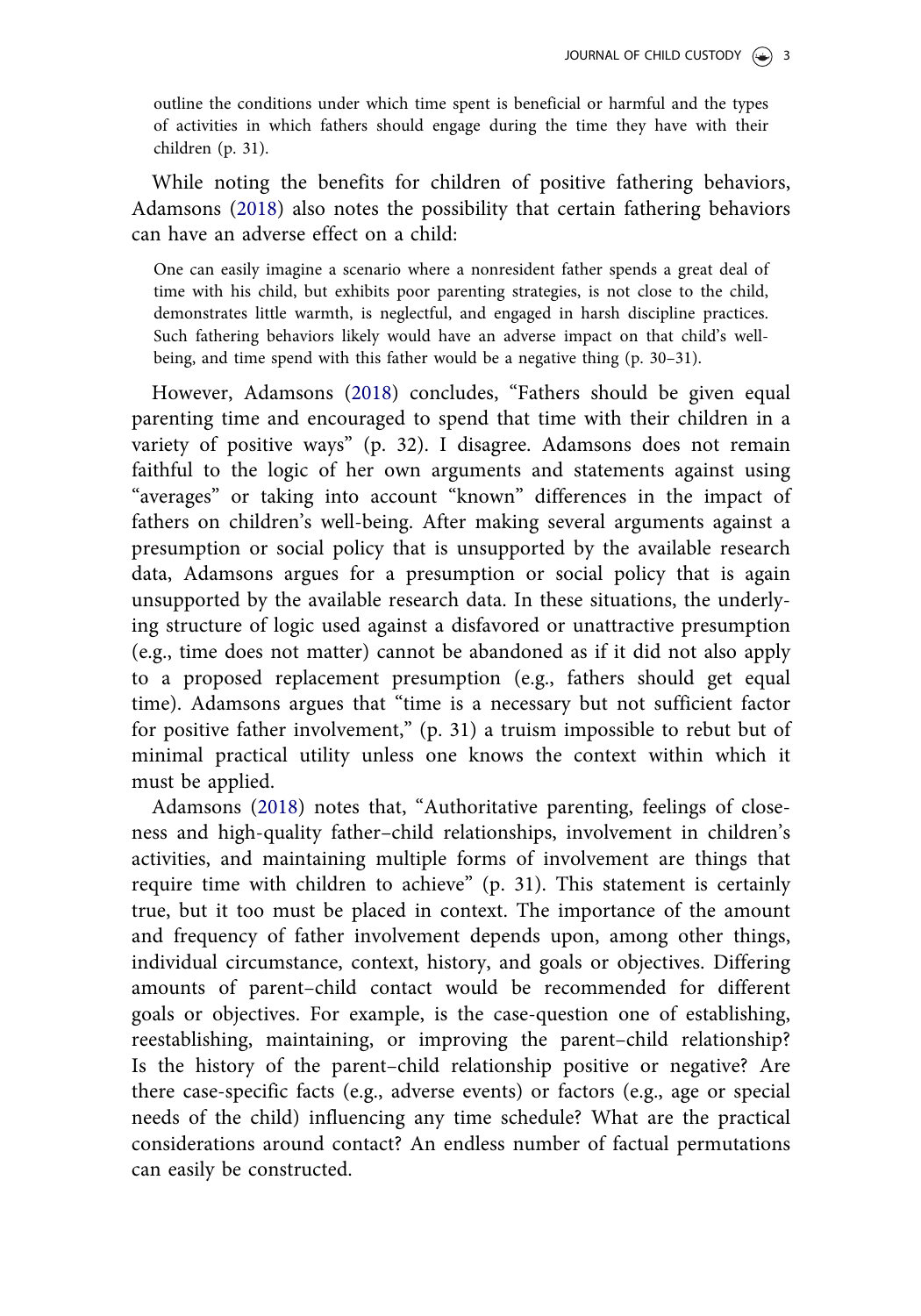> outline the conditions under which time spent is beneficial or harmful and the types of activities in which fathers should engage during the time they have with their children (p. 31).

While noting the benefits for children of positive fathering behaviors, Adamsons (2018) also notes the possibility that certain fathering behaviors can have an adverse effect on a child:

> One can easily imagine a scenario where a nonresident father spends a great deal of time with his child, but exhibits poor parenting strategies, is not close to the child, demonstrates little warmth, is neglectful, and engaged in harsh discipline practices. Such fathering behaviors likely would have an adverse impact on that child's well-being, and time spend with this father would be a negative thing (p. 30–31).

However, Adamsons (2018) concludes, "Fathers should be given equal parenting time and encouraged to spend that time with their children in a variety of positive ways" (p. 32). I disagree. Adamsons does not remain faithful to the logic of her own arguments and statements against using "averages" or taking into account "known" differences in the impact of fathers on children's well-being. After making several arguments against a presumption or social policy that is unsupported by the available research data, Adamsons argues for a presumption or social policy that is again unsupported by the available research data. In these situations, the underlying structure of logic used against a disfavored or unattractive presumption (e.g., time does not matter) cannot be abandoned as if it did not also apply to a proposed replacement presumption (e.g., fathers should get equal time). Adamsons argues that "time is a necessary but not sufficient factor for positive father involvement," (p. 31) a truism impossible to rebut but of minimal practical utility unless one knows the context within which it must be applied.

Adamsons (2018) notes that, "Authoritative parenting, feelings of closeness and high-quality father–child relationships, involvement in children's activities, and maintaining multiple forms of involvement are things that require time with children to achieve" (p. 31). This statement is certainly true, but it too must be placed in context. The importance of the amount and frequency of father involvement depends upon, among other things, individual circumstance, context, history, and goals or objectives. Differing amounts of parent–child contact would be recommended for different goals or objectives. For example, is the case-question one of establishing, reestablishing, maintaining, or improving the parent–child relationship? Is the history of the parent–child relationship positive or negative? Are there case-specific facts (e.g., adverse events) or factors (e.g., age or special needs of the child) influencing any time schedule? What are the practical considerations around contact? An endless number of factual permutations can easily be constructed.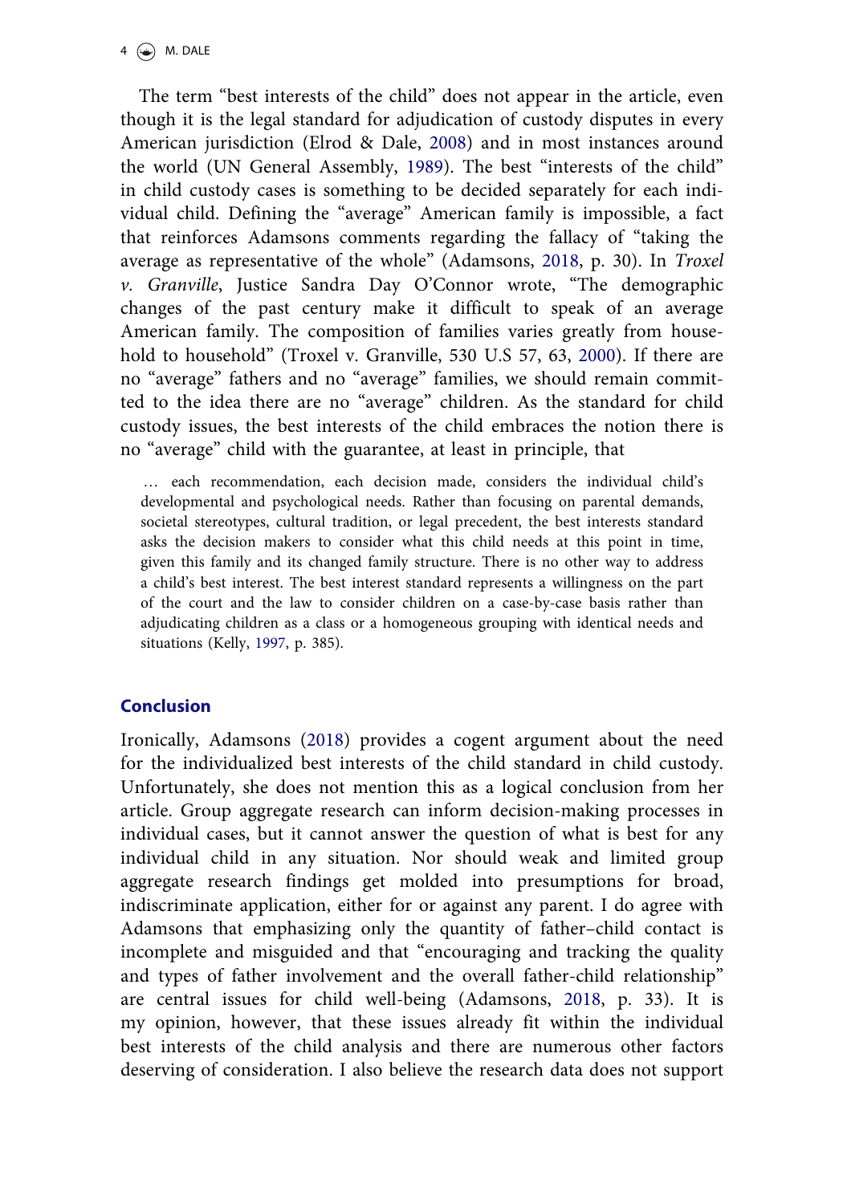The term "best interests of the child" does not appear in the article, even though it is the legal standard for adjudication of custody disputes in every American jurisdiction (Elrod & Dale, 2008) and in most instances around the world (UN General Assembly, 1989). The best "interests of the child" in child custody cases is something to be decided separately for each individual child. Defining the "average" American family is impossible, a fact that reinforces Adamsons comments regarding the fallacy of "taking the average as representative of the whole" (Adamsons, 2018, p. 30). In *Troxel v. Granville*, Justice Sandra Day O'Connor wrote, "The demographic changes of the past century make it difficult to speak of an average American family. The composition of families varies greatly from household to household" (Troxel v. Granville, 530 U.S 57, 63, 2000). If there are no "average" fathers and no "average" families, we should remain committed to the idea there are no "average" children. As the standard for child custody issues, the best interests of the child embraces the notion there is no "average" child with the guarantee, at least in principle, that

> … each recommendation, each decision made, considers the individual child's developmental and psychological needs. Rather than focusing on parental demands, societal stereotypes, cultural tradition, or legal precedent, the best interests standard asks the decision makers to consider what this child needs at this point in time, given this family and its changed family structure. There is no other way to address a child's best interest. The best interest standard represents a willingness on the part of the court and the law to consider children on a case-by-case basis rather than adjudicating children as a class or a homogeneous grouping with identical needs and situations (Kelly, 1997, p. 385).

## Conclusion

Ironically, Adamsons (2018) provides a cogent argument about the need for the individualized best interests of the child standard in child custody. Unfortunately, she does not mention this as a logical conclusion from her article. Group aggregate research can inform decision-making processes in individual cases, but it cannot answer the question of what is best for any individual child in any situation. Nor should weak and limited group aggregate research findings get molded into presumptions for broad, indiscriminate application, either for or against any parent. I do agree with Adamsons that emphasizing only the quantity of father–child contact is incomplete and misguided and that "encouraging and tracking the quality and types of father involvement and the overall father-child relationship" are central issues for child well-being (Adamsons, 2018, p. 33). It is my opinion, however, that these issues already fit within the individual best interests of the child analysis and there are numerous other factors deserving of consideration. I also believe the research data does not support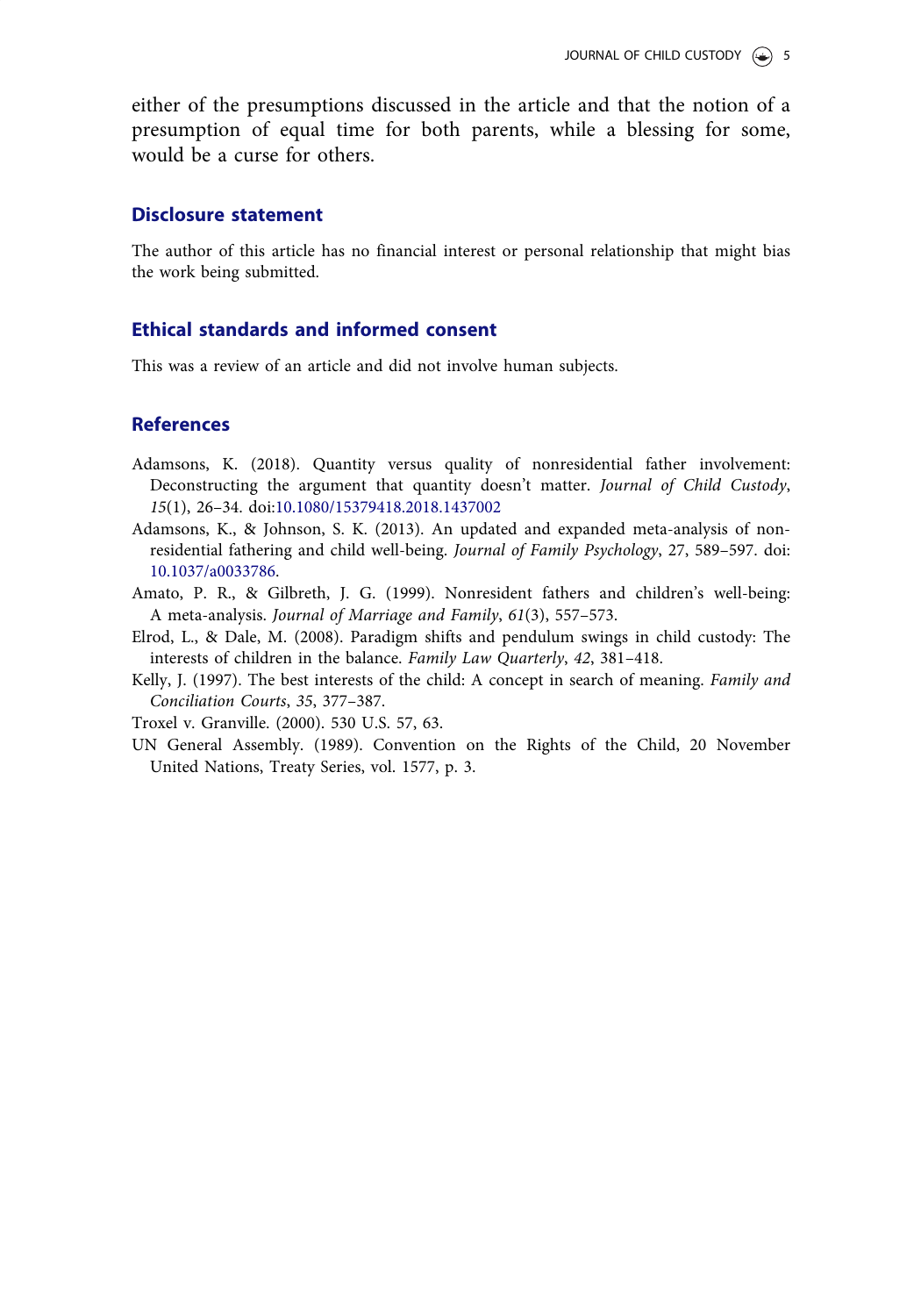either of the presumptions discussed in the article and that the notion of a presumption of equal time for both parents, while a blessing for some, would be a curse for others.

## Disclosure statement

The author of this article has no financial interest or personal relationship that might bias the work being submitted.

## Ethical standards and informed consent

This was a review of an article and did not involve human subjects.

## References

Adamsons, K. (2018). Quantity versus quality of nonresidential father involvement: Deconstructing the argument that quantity doesn't matter. *Journal of Child Custody*, *15*(1), 26–34. doi:10.1080/15379418.2018.1437002

Adamsons, K., & Johnson, S. K. (2013). An updated and expanded meta-analysis of non-residential fathering and child well-being. *Journal of Family Psychology*, 27, 589–597. doi: 10.1037/a0033786.

Amato, P. R., & Gilbreth, J. G. (1999). Nonresident fathers and children's well-being: A meta-analysis. *Journal of Marriage and Family*, *61*(3), 557–573.

Elrod, L., & Dale, M. (2008). Paradigm shifts and pendulum swings in child custody: The interests of children in the balance. *Family Law Quarterly*, *42*, 381–418.

Kelly, J. (1997). The best interests of the child: A concept in search of meaning. *Family and Conciliation Courts*, *35*, 377–387.

Troxel v. Granville. (2000). 530 U.S. 57, 63.

UN General Assembly. (1989). Convention on the Rights of the Child, 20 November United Nations, Treaty Series, vol. 1577, p. 3.